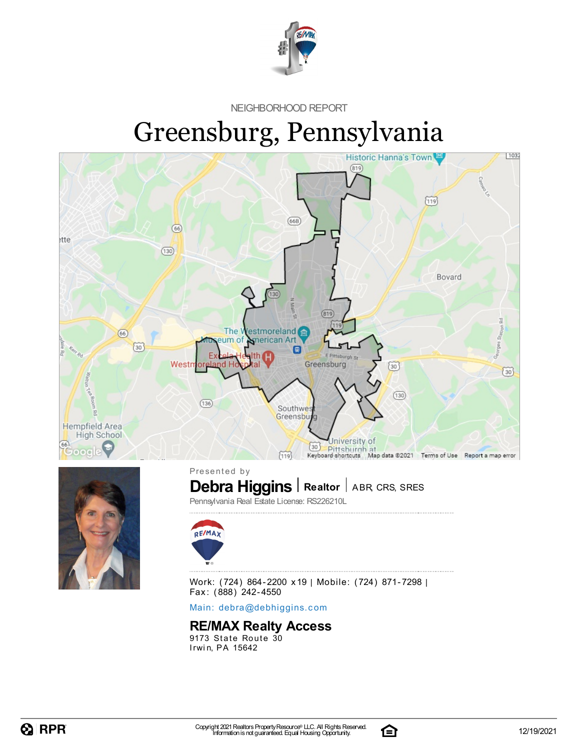NEIGHBORHOOD REPORT

# Greensburg, Pennsylvania

Presented by

**Debra Higgins** | **Realtor** | ABR, CRS, SRES

Pennsylvania Real Estate License: RS226210L

Work: (724) 864-2200 x19 | Mobile: (724) 871-7298 | Fax: (888) 242-4550

Main: debra@debhiggins.com

**RE/MAX Realty Access**

9173 State Route 30
Irwin, PA 15642

Copyright 2021 Realtors Property Resource® LLC. All Rights Reserved.
Information is not guaranteed. Equal Housing Opportunity.

12/19/2021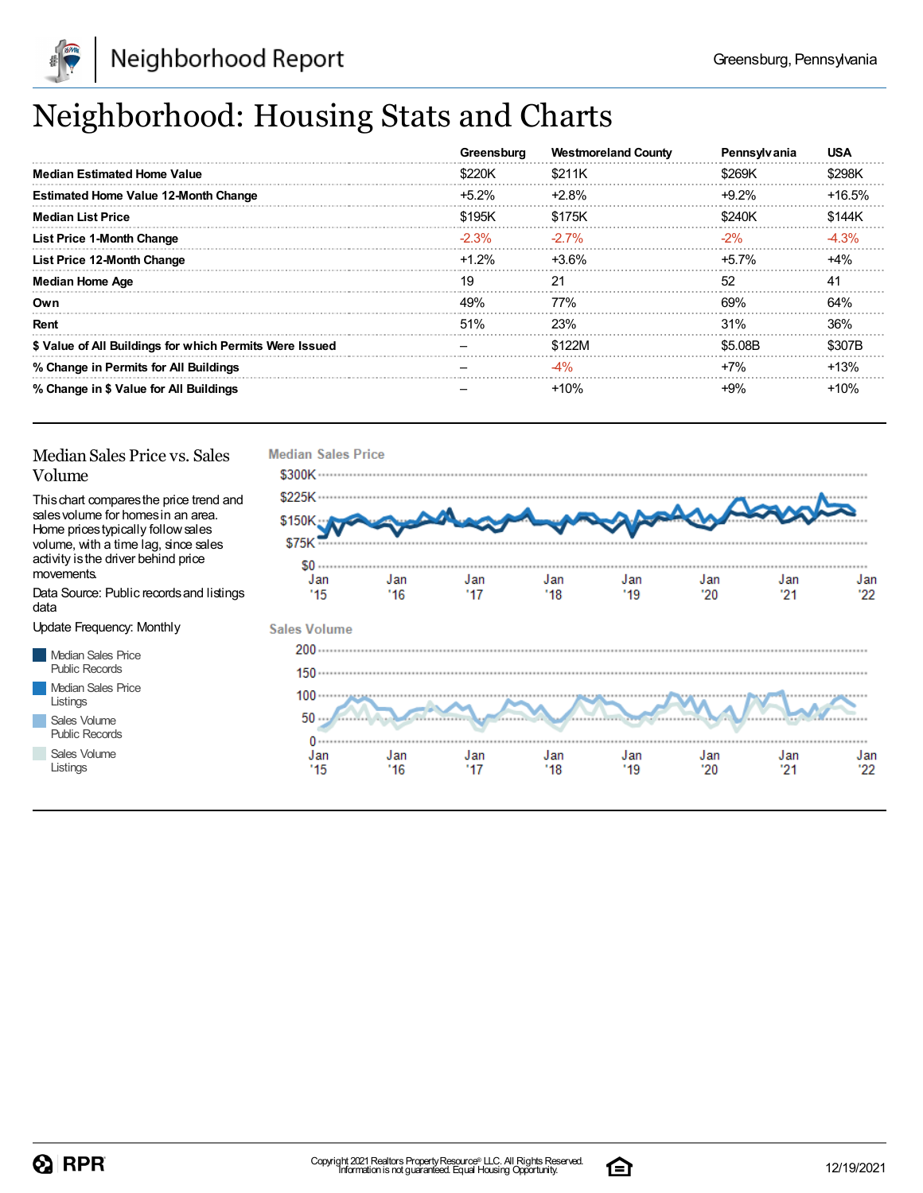# Neighborhood: Housing Stats and Charts

| | Greensburg | Westmoreland County | Pennsylvania | USA |
|---|---|---|---|---|
| **Median Estimated Home Value** | $220K | $211K | $269K | $298K |
| **Estimated Home Value 12-Month Change** | +5.2% | +2.8% | +9.2% | +16.5% |
| **Median List Price** | $195K | $175K | $240K | $144K |
| **List Price 1-Month Change** | -2.3% | -2.7% | -2% | -4.3% |
| **List Price 12-Month Change** | +1.2% | +3.6% | +5.7% | +4% |
| **Median Home Age** | 19 | 21 | 52 | 41 |
| **Own** | 49% | 77% | 69% | 64% |
| **Rent** | 51% | 23% | 31% | 36% |
| **$ Value of All Buildings for which Permits Were Issued** | – | $122M | $5.08B | $307B |
| **% Change in Permits for All Buildings** | – | -4% | +7% | +13% |
| **% Change in $ Value for All Buildings** | – | +10% | +9% | +10% |

## Median Sales Price vs. Sales Volume

This chart compares the price trend and sales volume for homes in an area. Home prices typically follow sales volume, with a time lag, since sales activity is the driver behind price movements.

Data Source: Public records and listings data

Update Frequency: Monthly

- Median Sales Price Public Records
- Median Sales Price Listings
- Sales Volume Public Records
- Sales Volume Listings

**Median Sales Price**

**Sales Volume**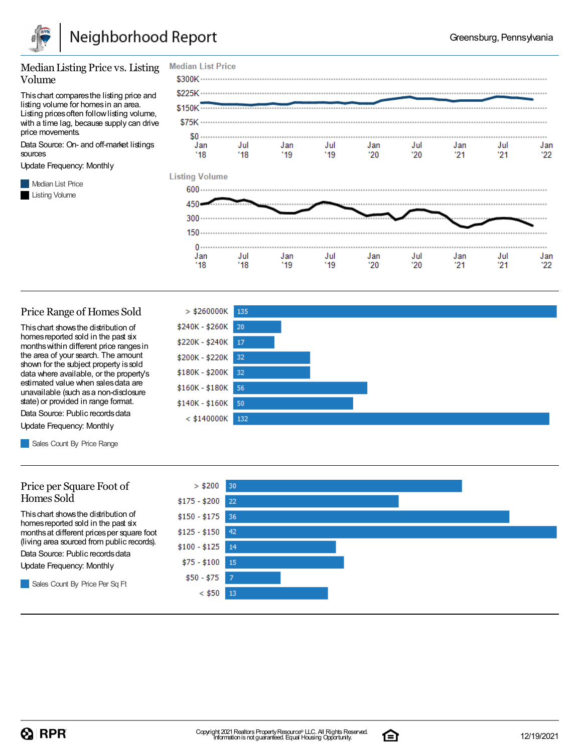## Median Listing Price vs. Listing Volume

This chart compares the listing price and listing volume for homes in an area. Listing prices often follow listing volume, with a time lag, because supply can drive price movements.

Data Source: On- and off-market listings sources

Update Frequency: Monthly

- Median List Price
- Listing Volume

**Median List Price**

$300K, $225K, $150K, $75K, $0

Jan '18, Jul '18, Jan '19, Jul '19, Jan '20, Jul '20, Jan '21, Jul '21, Jan '22

**Listing Volume**

600, 450, 300, 150, 0

Jan '18, Jul '18, Jan '19, Jul '19, Jan '20, Jul '20, Jan '21, Jul '21, Jan '22

## Price Range of Homes Sold

This chart shows the distribution of homes reported sold in the past six months within different price ranges in the area of your search. The amount shown for the subject property is sold data where available, or the property's estimated value when sales data are unavailable (such as a non-disclosure state) or provided in range format.

Data Source: Public records data

Update Frequency: Monthly

- Sales Count By Price Range

| Price Range | Sales Count |
|---|---|
| > $260000K | 135 |
| $240K - $260K | 20 |
| $220K - $240K | 17 |
| $200K - $220K | 32 |
| $180K - $200K | 32 |
| $160K - $180K | 56 |
| $140K - $160K | 50 |
| < $140000K | 132 |

## Price per Square Foot of Homes Sold

This chart shows the distribution of homes reported sold in the past six months at different prices per square foot (living area sourced from public records).

Data Source: Public records data

Update Frequency: Monthly

- Sales Count By Price Per Sq Ft

| Price per Sq Ft | Sales Count |
|---|---|
| > $200 | 30 |
| $175 - $200 | 22 |
| $150 - $175 | 36 |
| $125 - $150 | 42 |
| $100 - $125 | 14 |
| $75 - $100 | 15 |
| $50 - $75 | 7 |
| < $50 | 13 |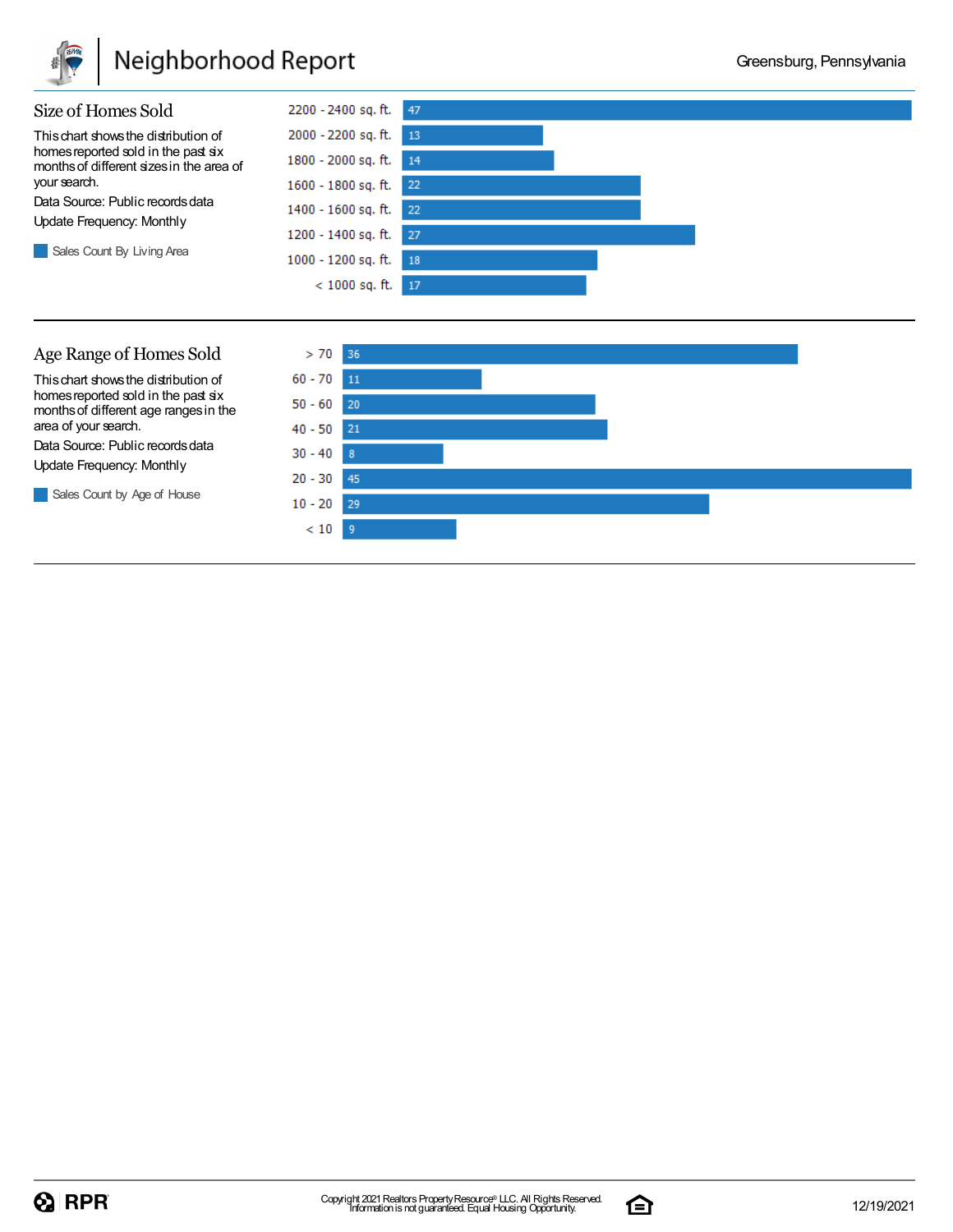## Size of Homes Sold

This chart shows the distribution of homes reported sold in the past six months of different sizes in the area of your search.

Data Source: Public records data

Update Frequency: Monthly

Sales Count By Living Area

| Living Area | Sales Count |
|---|---|
| 2200 - 2400 sq. ft. | 47 |
| 2000 - 2200 sq. ft. | 13 |
| 1800 - 2000 sq. ft. | 14 |
| 1600 - 1800 sq. ft. | 22 |
| 1400 - 1600 sq. ft. | 22 |
| 1200 - 1400 sq. ft. | 27 |
| 1000 - 1200 sq. ft. | 18 |
| < 1000 sq. ft. | 17 |

## Age Range of Homes Sold

This chart shows the distribution of homes reported sold in the past six months of different age ranges in the area of your search.

Data Source: Public records data

Update Frequency: Monthly

Sales Count by Age of House

| Age of House | Sales Count |
|---|---|
| > 70 | 36 |
| 60 - 70 | 11 |
| 50 - 60 | 20 |
| 40 - 50 | 21 |
| 30 - 40 | 8 |
| 20 - 30 | 45 |
| 10 - 20 | 29 |
| < 10 | 9 |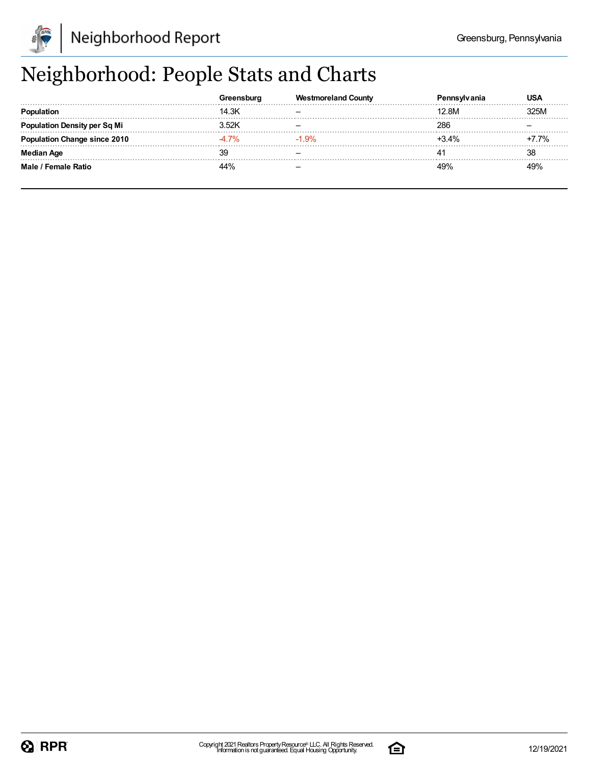# Neighborhood: People Stats and Charts

| | Greensburg | Westmoreland County | Pennsylvania | USA |
|---|---|---|---|---|
| **Population** | 14.3K | – | 12.8M | 325M |
| **Population Density per Sq Mi** | 3.52K | – | 286 | – |
| **Population Change since 2010** | -4.7% | -1.9% | +3.4% | +7.7% |
| **Median Age** | 39 | – | 41 | 38 |
| **Male / Female Ratio** | 44% | – | 49% | 49% |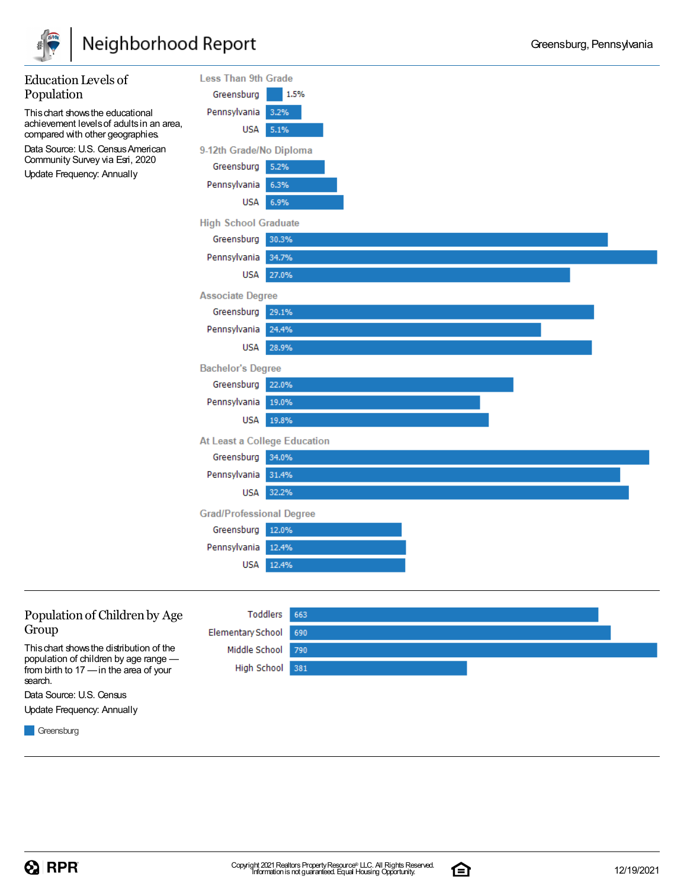## Education Levels of Population

This chart shows the educational achievement levels of adults in an area, compared with other geographies.

Data Source: U.S. Census American Community Survey via Esri, 2020

Update Frequency: Annually

| Education Level | Greensburg | Pennsylvania | USA |
|---|---|---|---|
| Less Than 9th Grade | 1.5% | 3.2% | 5.1% |
| 9-12th Grade/No Diploma | 5.2% | 6.3% | 6.9% |
| High School Graduate | 30.3% | 34.7% | 27.0% |
| Associate Degree | 29.1% | 24.4% | 28.9% |
| Bachelor's Degree | 22.0% | 19.0% | 19.8% |
| At Least a College Education | 34.0% | 31.4% | 32.2% |
| Grad/Professional Degree | 12.0% | 12.4% | 12.4% |

## Population of Children by Age Group

This chart shows the distribution of the population of children by age range — from birth to 17 — in the area of your search.

Data Source: U.S. Census

Update Frequency: Annually

| Age Group | Greensburg |
|---|---|
| Toddlers | 663 |
| Elementary School | 690 |
| Middle School | 790 |
| High School | 381 |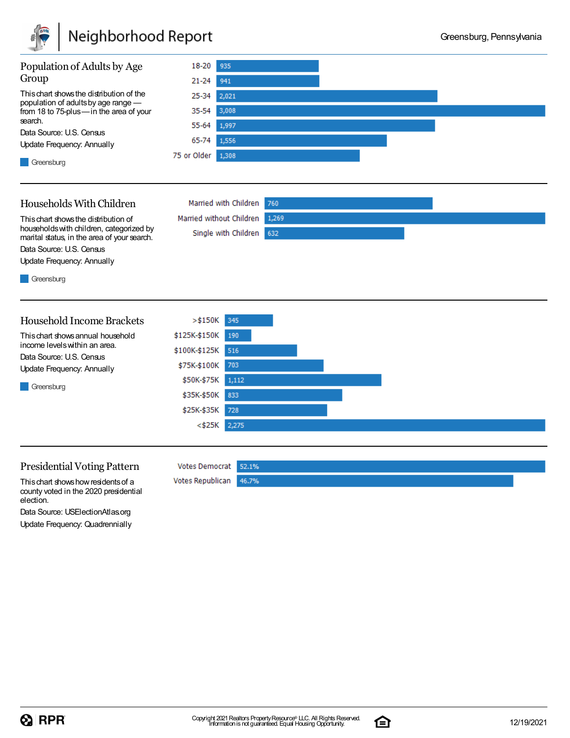# Neighborhood Report

Greensburg, Pennsylvania

## Population of Adults by Age Group

This chart shows the distribution of the population of adults by age range — from 18 to 75-plus — in the area of your search.

Data Source: U.S. Census

Update Frequency: Annually

Greensburg

| Age Group | Greensburg |
|---|---|
| 18-20 | 935 |
| 21-24 | 941 |
| 25-34 | 2,021 |
| 35-54 | 3,008 |
| 55-64 | 1,997 |
| 65-74 | 1,556 |
| 75 or Older | 1,308 |

## Households With Children

This chart shows the distribution of households with children, categorized by marital status, in the area of your search.

Data Source: U.S. Census

Update Frequency: Annually

Greensburg

| Household Type | Greensburg |
|---|---|
| Married with Children | 760 |
| Married without Children | 1,269 |
| Single with Children | 632 |

## Household Income Brackets

This chart shows annual household income levels within an area.

Data Source: U.S. Census

Update Frequency: Annually

Greensburg

| Income Bracket | Greensburg |
|---|---|
| >$150K | 345 |
| $125K-$150K | 190 |
| $100K-$125K | 516 |
| $75K-$100K | 703 |
| $50K-$75K | 1,112 |
| $35K-$50K | 833 |
| $25K-$35K | 728 |
| <$25K | 2,275 |

## Presidential Voting Pattern

This chart shows how residents of a county voted in the 2020 presidential election.

Data Source: USElectionAtlas.org

Update Frequency: Quadrennially

| Vote | Percentage |
|---|---|
| Votes Democrat | 52.1% |
| Votes Republican | 46.7% |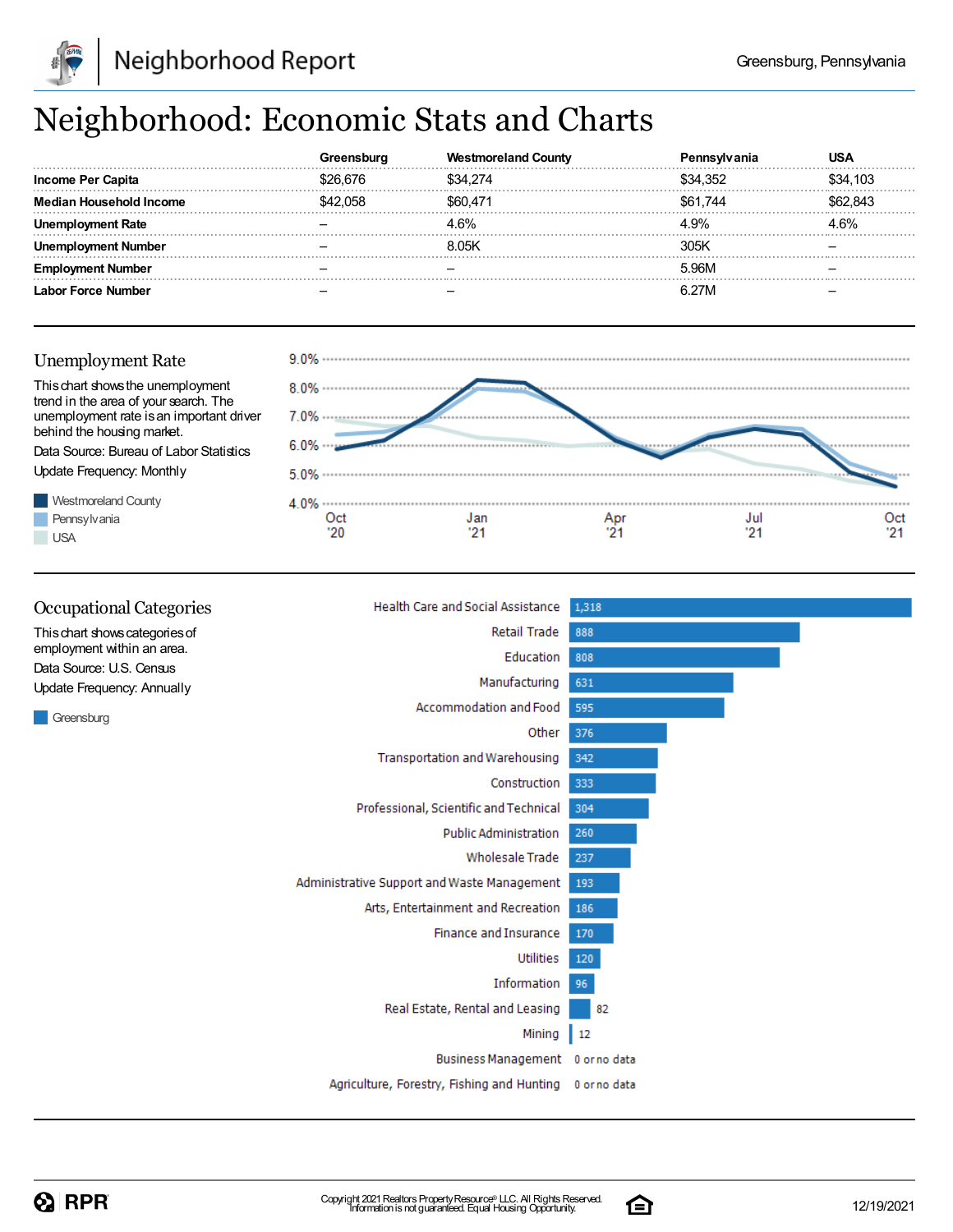# Neighborhood: Economic Stats and Charts

| | Greensburg | Westmoreland County | Pennsylvania | USA |
|---|---|---|---|---|
| **Income Per Capita** | $26,676 | $34,274 | $34,352 | $34,103 |
| **Median Household Income** | $42,058 | $60,471 | $61,744 | $62,843 |
| **Unemployment Rate** | – | 4.6% | 4.9% | 4.6% |
| **Unemployment Number** | – | 8.05K | 305K | – |
| **Employment Number** | – | – | 5.96M | – |
| **Labor Force Number** | – | – | 6.27M | – |

## Unemployment Rate

This chart shows the unemployment trend in the area of your search. The unemployment rate is an important driver behind the housing market.

Data Source: Bureau of Labor Statistics

Update Frequency: Monthly

Westmoreland County

Pennsylvania

USA

## Occupational Categories

This chart shows categories of employment within an area.

Data Source: U.S. Census

Update Frequency: Annually

Greensburg

| Category | Greensburg |
|---|---|
| Health Care and Social Assistance | 1,318 |
| Retail Trade | 888 |
| Education | 808 |
| Manufacturing | 631 |
| Accommodation and Food | 595 |
| Other | 376 |
| Transportation and Warehousing | 342 |
| Construction | 333 |
| Professional, Scientific and Technical | 304 |
| Public Administration | 260 |
| Wholesale Trade | 237 |
| Administrative Support and Waste Management | 193 |
| Arts, Entertainment and Recreation | 186 |
| Finance and Insurance | 170 |
| Utilities | 120 |
| Information | 96 |
| Real Estate, Rental and Leasing | 82 |
| Mining | 12 |
| Business Management | 0 or no data |
| Agriculture, Forestry, Fishing and Hunting | 0 or no data |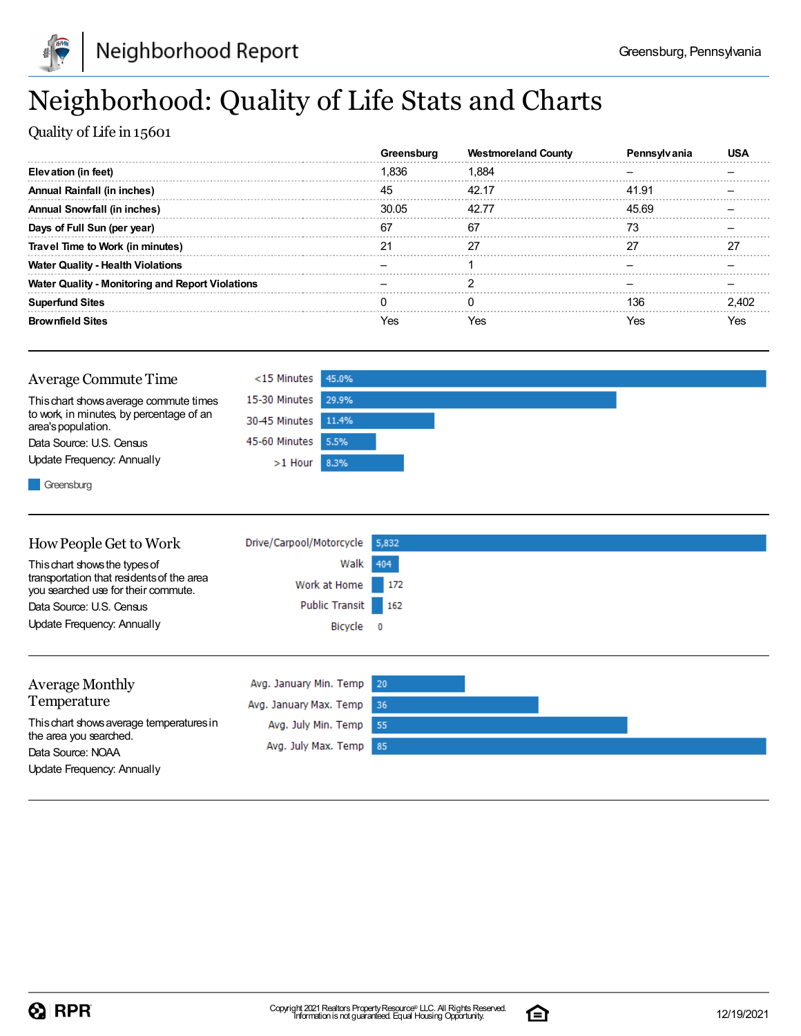# Neighborhood: Quality of Life Stats and Charts

Quality of Life in 15601

| | Greensburg | Westmoreland County | Pennsylvania | USA |
|---|---|---|---|---|
| Elevation (in feet) | 1,836 | 1,884 | – | – |
| Annual Rainfall (in inches) | 45 | 42.17 | 41.91 | – |
| Annual Snowfall (in inches) | 30.05 | 42.77 | 45.69 | – |
| Days of Full Sun (per year) | 67 | 67 | 73 | – |
| Travel Time to Work (in minutes) | 21 | 27 | 27 | 27 |
| Water Quality - Health Violations | – | 1 | – | – |
| Water Quality - Monitoring and Report Violations | – | 2 | – | – |
| Superfund Sites | 0 | 0 | 136 | 2,402 |
| Brownfield Sites | Yes | Yes | Yes | Yes |

## Average Commute Time

This chart shows average commute times to work, in minutes, by percentage of an area's population.

Data Source: U.S. Census

Update Frequency: Annually

| | Greensburg |
|---|---|
| <15 Minutes | 45.0% |
| 15-30 Minutes | 29.9% |
| 30-45 Minutes | 11.4% |
| 45-60 Minutes | 5.5% |
| >1 Hour | 8.3% |

## How People Get to Work

This chart shows the types of transportation that residents of the area you searched use for their commute.

Data Source: U.S. Census

Update Frequency: Annually

| | |
|---|---|
| Drive/Carpool/Motorcycle | 5,832 |
| Walk | 404 |
| Work at Home | 172 |
| Public Transit | 162 |
| Bicycle | 0 |

## Average Monthly Temperature

This chart shows average temperatures in the area you searched.

Data Source: NOAA

Update Frequency: Annually

| | |
|---|---|
| Avg. January Min. Temp | 20 |
| Avg. January Max. Temp | 36 |
| Avg. July Min. Temp | 55 |
| Avg. July Max. Temp | 85 |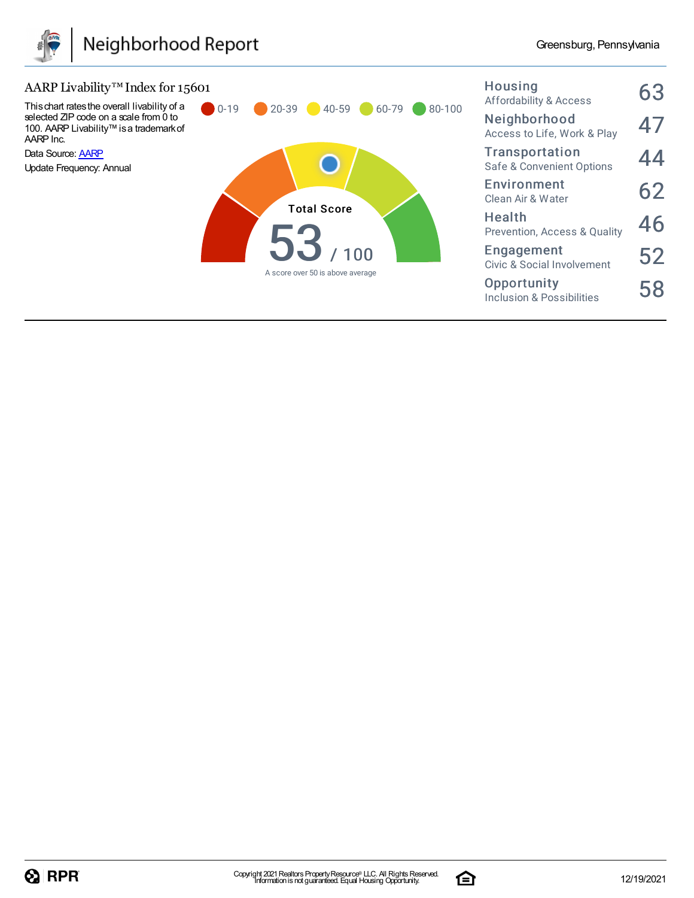# Neighborhood Report

Greensburg, Pennsylvania

## AARP Livability™ Index for 15601

This chart rates the overall livability of a selected ZIP code on a scale from 0 to 100. AARP Livability™ is a trademark of AARP Inc.

Data Source: [AARP](AARP)

Update Frequency: Annual

0-19 | 20-39 | 40-59 | 60-79 | 80-100

**Total Score**

**53** / 100

A score over 50 is above average

| Category | Score |
|---|---|
| **Housing** Affordability & Access | 63 |
| **Neighborhood** Access to Life, Work & Play | 47 |
| **Transportation** Safe & Convenient Options | 44 |
| **Environment** Clean Air & Water | 62 |
| **Health** Prevention, Access & Quality | 46 |
| **Engagement** Civic & Social Involvement | 52 |
| **Opportunity** Inclusion & Possibilities | 58 |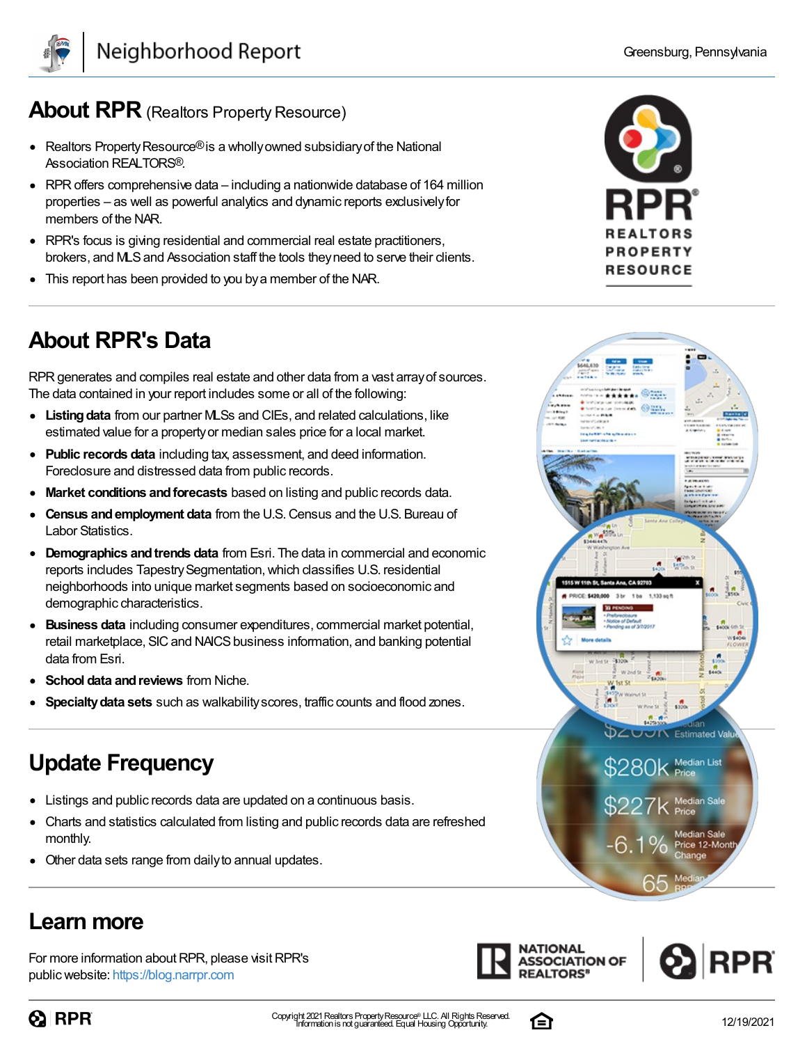# About RPR (Realtors Property Resource)

- Realtors Property Resource® is a wholly owned subsidiary of the National Association REALTORS®.
- RPR offers comprehensive data – including a nationwide database of 164 million properties – as well as powerful analytics and dynamic reports exclusively for members of the NAR.
- RPR's focus is giving residential and commercial real estate practitioners, brokers, and MLS and Association staff the tools they need to serve their clients.
- This report has been provided to you by a member of the NAR.

# About RPR's Data

RPR generates and compiles real estate and other data from a vast array of sources. The data contained in your report includes some or all of the following:

- **Listing data** from our partner MLSs and CIEs, and related calculations, like estimated value for a property or median sales price for a local market.
- **Public records data** including tax, assessment, and deed information. Foreclosure and distressed data from public records.
- **Market conditions and forecasts** based on listing and public records data.
- **Census and employment data** from the U.S. Census and the U.S. Bureau of Labor Statistics.
- **Demographics and trends data** from Esri. The data in commercial and economic reports includes Tapestry Segmentation, which classifies U.S. residential neighborhoods into unique market segments based on socioeconomic and demographic characteristics.
- **Business data** including consumer expenditures, commercial market potential, retail marketplace, SIC and NAICS business information, and banking potential data from Esri.
- **School data and reviews** from Niche.
- **Specialty data sets** such as walkability scores, traffic counts and flood zones.

# Update Frequency

- Listings and public records data are updated on a continuous basis.
- Charts and statistics calculated from listing and public records data are refreshed monthly.
- Other data sets range from daily to annual updates.

# Learn more

For more information about RPR, please visit RPR's public website: https://blog.narrpr.com